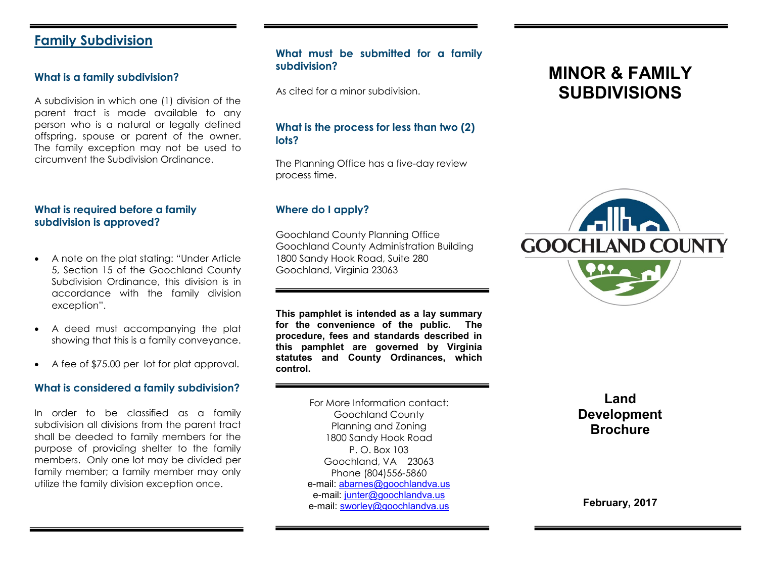## Family Subdivision

### What is a family subdivision?

A subdivision in which one (1) division of the parent tract is made available to any person who is a natural or legally defined offspring, spouse or parent of the owner. The family exception may not be used to circumvent the Subdivision Ordinance.

### What is required before a family subdivision is approved?

- A note on the plat stating: "Under Article 5, Section 15 of the Goochland County Subdivision Ordinance, this division is in accordance with the family division exception".
- A deed must accompanying the plat showing that this is a family conveyance.
- A fee of $75.00 per lot for plat approval.

### What is considered a family subdivision?

In order to be classified as a family subdivision all divisions from the parent tract shall be deeded to family members for the purpose of providing shelter to the family members. Only one lot may be divided per family member; a family member may only utilize the family division exception once.

### What must be submitted for a family subdivision?

As cited for a minor subdivision.

### What is the process for less than two (2) lots?

The Planning Office has a five-day review process time.

### Where do I apply?

Goochland County Planning Office
Goochland County Administration Building
1800 Sandy Hook Road, Suite 280
Goochland, Virginia 23063

**This pamphlet is intended as a lay summary for the convenience of the public. The procedure, fees and standards described in this pamphlet are governed by Virginia statutes and County Ordinances, which control.**

For More Information contact:
Goochland County
Planning and Zoning
1800 Sandy Hook Road
P. O. Box 103
Goochland, VA 23063
Phone (804)556-5860
e-mail: abarnes@goochlandva.us
e-mail: junter@goochlandva.us
e-mail: sworley@goochlandva.us

# MINOR & FAMILY SUBDIVISIONS

GOOCHLAND COUNTY

**Land Development Brochure**

**February, 2017**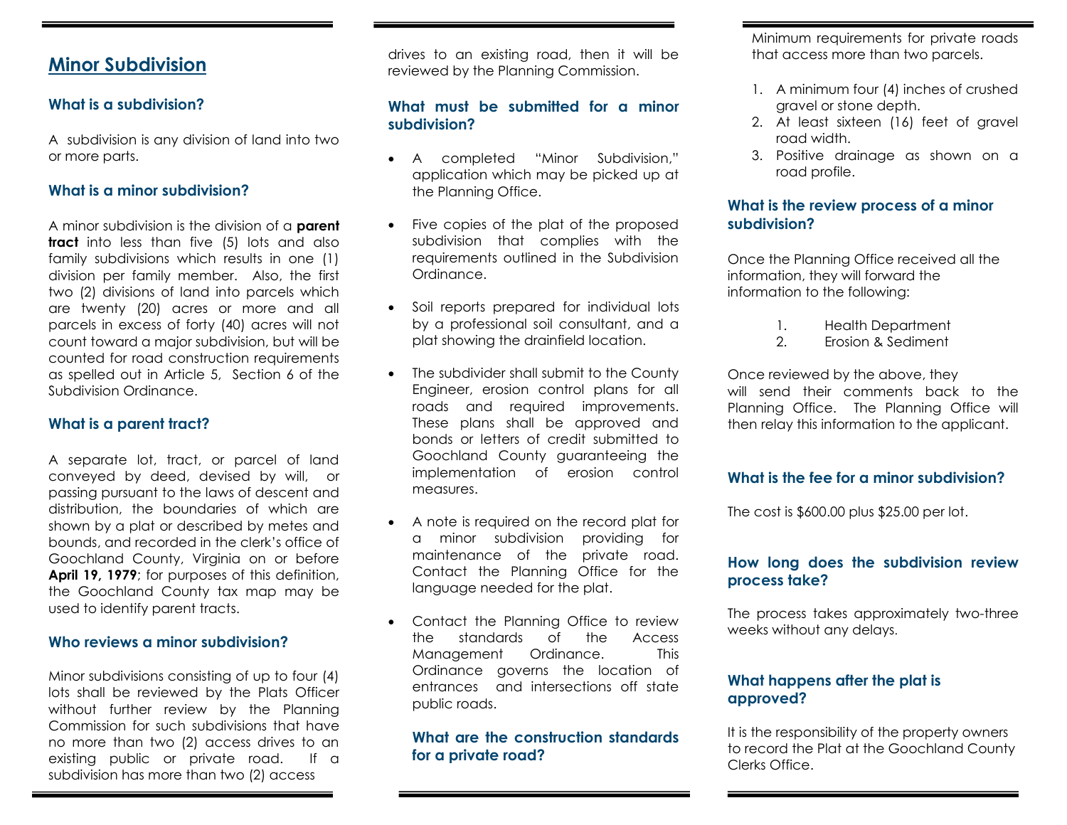# Minor Subdivision

### What is a subdivision?

A subdivision is any division of land into two or more parts.

### What is a minor subdivision?

A minor subdivision is the division of a **parent tract** into less than five (5) lots and also family subdivisions which results in one (1) division per family member. Also, the first two (2) divisions of land into parcels which are twenty (20) acres or more and all parcels in excess of forty (40) acres will not count toward a major subdivision, but will be counted for road construction requirements as spelled out in Article 5, Section 6 of the Subdivision Ordinance.

### What is a parent tract?

A separate lot, tract, or parcel of land conveyed by deed, devised by will, or passing pursuant to the laws of descent and distribution, the boundaries of which are shown by a plat or described by metes and bounds, and recorded in the clerk's office of Goochland County, Virginia on or before **April 19, 1979**; for purposes of this definition, the Goochland County tax map may be used to identify parent tracts.

### Who reviews a minor subdivision?

Minor subdivisions consisting of up to four (4) lots shall be reviewed by the Plats Officer without further review by the Planning Commission for such subdivisions that have no more than two (2) access drives to an existing public or private road. If a subdivision has more than two (2) access drives to an existing road, then it will be reviewed by the Planning Commission.

### What must be submitted for a minor subdivision?

- A completed "Minor Subdivision," application which may be picked up at the Planning Office.
- Five copies of the plat of the proposed subdivision that complies with the requirements outlined in the Subdivision Ordinance.
- Soil reports prepared for individual lots by a professional soil consultant, and a plat showing the drainfield location.
- The subdivider shall submit to the County Engineer, erosion control plans for all roads and required improvements. These plans shall be approved and bonds or letters of credit submitted to Goochland County guaranteeing the implementation of erosion control measures.
- A note is required on the record plat for a minor subdivision providing for maintenance of the private road. Contact the Planning Office for the language needed for the plat.
- Contact the Planning Office to review the standards of the Access Management Ordinance. This Ordinance governs the location of entrances and intersections off state public roads.

### What are the construction standards for a private road?

Minimum requirements for private roads that access more than two parcels.

1. A minimum four (4) inches of crushed gravel or stone depth.
2. At least sixteen (16) feet of gravel road width.
3. Positive drainage as shown on a road profile.

### What is the review process of a minor subdivision?

Once the Planning Office received all the information, they will forward the information to the following:

1. Health Department
2. Erosion & Sediment

Once reviewed by the above, they will send their comments back to the Planning Office. The Planning Office will then relay this information to the applicant.

### What is the fee for a minor subdivision?

The cost is $600.00 plus $25.00 per lot.

### How long does the subdivision review process take?

The process takes approximately two-three weeks without any delays.

### What happens after the plat is approved?

It is the responsibility of the property owners to record the Plat at the Goochland County Clerks Office.